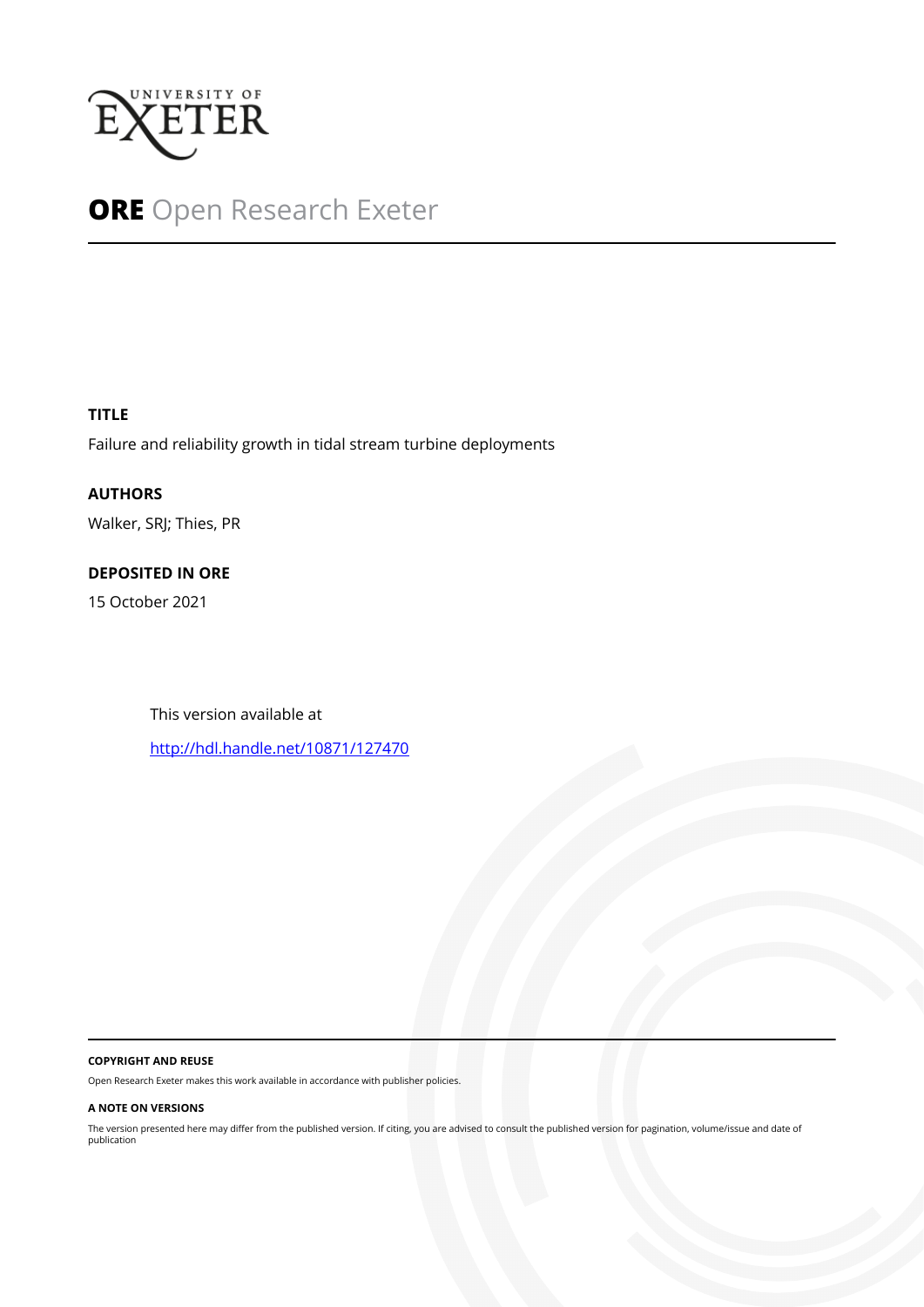UNIVERSITY OF EXETER

# ORE Open Research Exeter

## TITLE

Failure and reliability growth in tidal stream turbine deployments

## AUTHORS

Walker, SRJ; Thies, PR

## DEPOSITED IN ORE

15 October 2021

This version available at

http://hdl.handle.net/10871/127470

### COPYRIGHT AND REUSE

Open Research Exeter makes this work available in accordance with publisher policies.

### A NOTE ON VERSIONS

The version presented here may differ from the published version. If citing, you are advised to consult the published version for pagination, volume/issue and date of publication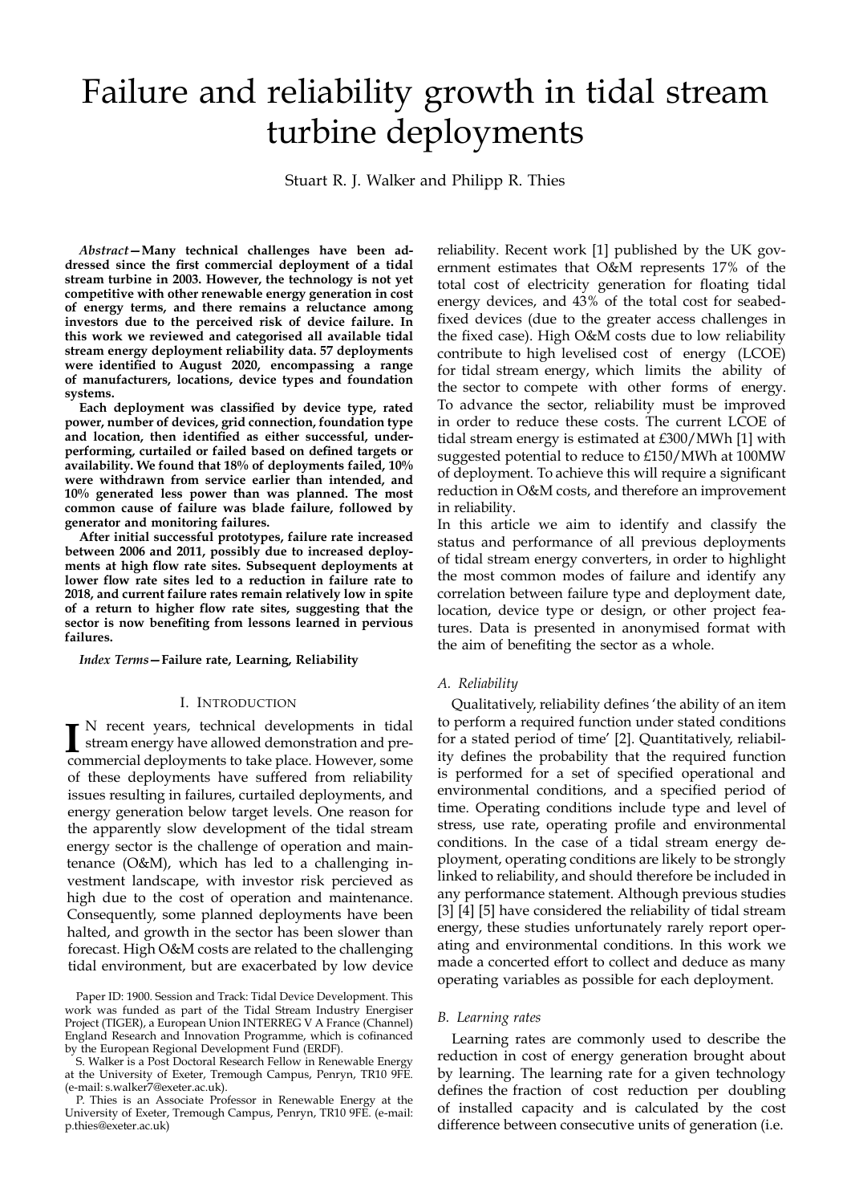# Failure and reliability growth in tidal stream turbine deployments

Stuart R. J. Walker and Philipp R. Thies

***Abstract*—Many technical challenges have been addressed since the first commercial deployment of a tidal stream turbine in 2003. However, the technology is not yet competitive with other renewable energy generation in cost of energy terms, and there remains a reluctance among investors due to the perceived risk of device failure. In this work we reviewed and categorised all available tidal stream energy deployment reliability data. 57 deployments were identified to August 2020, encompassing a range of manufacturers, locations, device types and foundation systems.**

**Each deployment was classified by device type, rated power, number of devices, grid connection, foundation type and location, then identified as either successful, underperforming, curtailed or failed based on defined targets or availability. We found that 18% of deployments failed, 10% were withdrawn from service earlier than intended, and 10% generated less power than was planned. The most common cause of failure was blade failure, followed by generator and monitoring failures.**

**After initial successful prototypes, failure rate increased between 2006 and 2011, possibly due to increased deployments at high flow rate sites. Subsequent deployments at lower flow rate sites led to a reduction in failure rate to 2018, and current failure rates remain relatively low in spite of a return to higher flow rate sites, suggesting that the sector is now benefiting from lessons learned in pervious failures.**

***Index Terms*—Failure rate, Learning, Reliability**

## I. Introduction

In recent years, technical developments in tidal stream energy have allowed demonstration and pre-commercial deployments to take place. However, some of these deployments have suffered from reliability issues resulting in failures, curtailed deployments, and energy generation below target levels. One reason for the apparently slow development of the tidal stream energy sector is the challenge of operation and maintenance (O&M), which has led to a challenging investment landscape, with investor risk percieved as high due to the cost of operation and maintenance. Consequently, some planned deployments have been halted, and growth in the sector has been slower than forecast. High O&M costs are related to the challenging tidal environment, but are exacerbated by low device reliability. Recent work [1] published by the UK government estimates that O&M represents 17% of the total cost of electricity generation for floating tidal energy devices, and 43% of the total cost for seabed-fixed devices (due to the greater access challenges in the fixed case). High O&M costs due to low reliability contribute to high levelised cost of energy (LCOE) for tidal stream energy, which limits the ability of the sector to compete with other forms of energy. To advance the sector, reliability must be improved in order to reduce these costs. The current LCOE of tidal stream energy is estimated at £300/MWh [1] with suggested potential to reduce to £150/MWh at 100MW of deployment. To achieve this will require a significant reduction in O&M costs, and therefore an improvement in reliability.

In this article we aim to identify and classify the status and performance of all previous deployments of tidal stream energy converters, in order to highlight the most common modes of failure and identify any correlation between failure type and deployment date, location, device type or design, or other project features. Data is presented in anonymised format with the aim of benefiting the sector as a whole.

### A. Reliability

Qualitatively, reliability defines 'the ability of an item to perform a required function under stated conditions for a stated period of time' [2]. Quantitatively, reliability defines the probability that the required function is performed for a set of specified operational and environmental conditions, and a specified period of time. Operating conditions include type and level of stress, use rate, operating profile and environmental conditions. In the case of a tidal stream energy deployment, operating conditions are likely to be strongly linked to reliability, and should therefore be included in any performance statement. Although previous studies [3] [4] [5] have considered the reliability of tidal stream energy, these studies unfortunately rarely report operating and environmental conditions. In this work we made a concerted effort to collect and deduce as many operating variables as possible for each deployment.

### B. Learning rates

Learning rates are commonly used to describe the reduction in cost of energy generation brought about by learning. The learning rate for a given technology defines the fraction of cost reduction per doubling of installed capacity and is calculated by the cost difference between consecutive units of generation (i.e.

Paper ID: 1900. Session and Track: Tidal Device Development. This work was funded as part of the Tidal Stream Industry Energiser Project (TIGER), a European Union INTERREG V A France (Channel) England Research and Innovation Programme, which is cofinanced by the European Regional Development Fund (ERDF).

S. Walker is a Post Doctoral Research Fellow in Renewable Energy at the University of Exeter, Tremough Campus, Penryn, TR10 9FE. (e-mail: s.walker7@exeter.ac.uk).

P. Thies is an Associate Professor in Renewable Energy at the University of Exeter, Tremough Campus, Penryn, TR10 9FE. (e-mail: p.thies@exeter.ac.uk)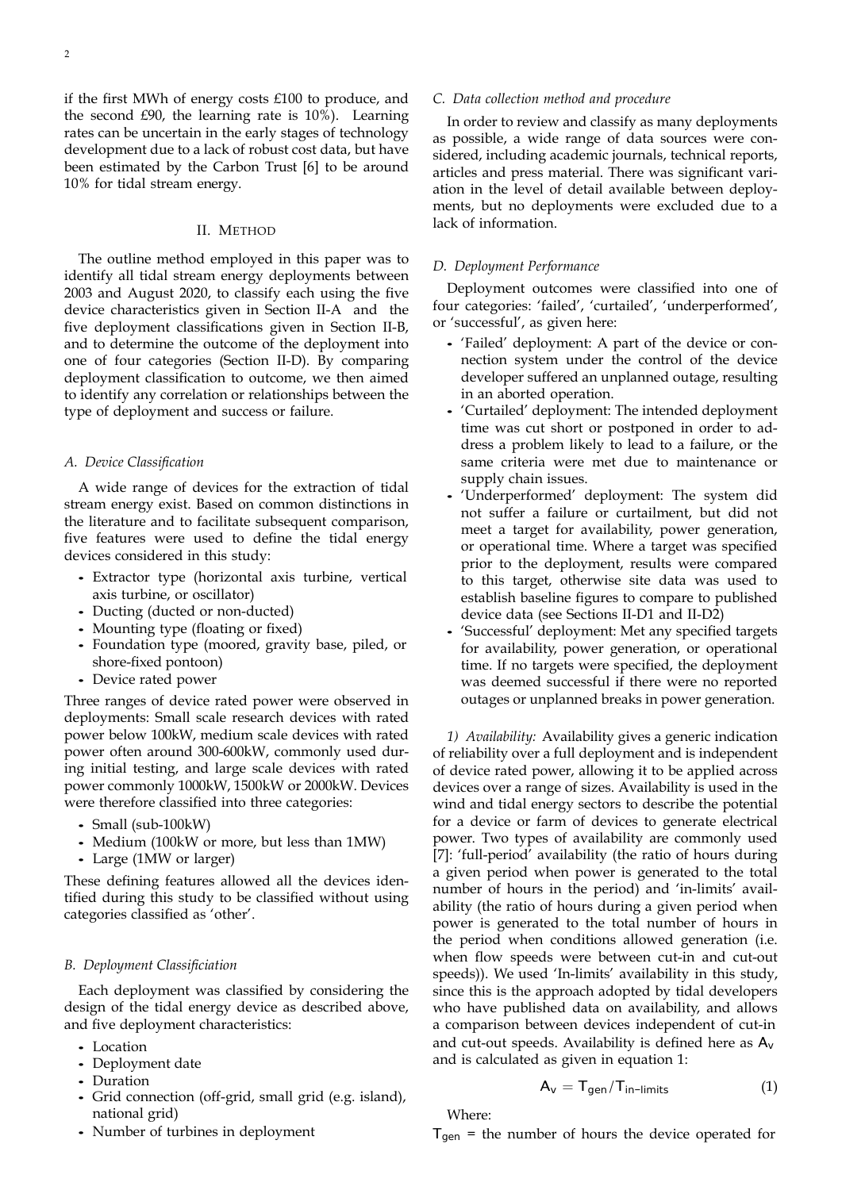if the first MWh of energy costs £100 to produce, and the second £90, the learning rate is 10%). Learning rates can be uncertain in the early stages of technology development due to a lack of robust cost data, but have been estimated by the Carbon Trust [6] to be around 10% for tidal stream energy.

## II. Method

The outline method employed in this paper was to identify all tidal stream energy deployments between 2003 and August 2020, to classify each using the five device characteristics given in Section II-A and the five deployment classifications given in Section II-B, and to determine the outcome of the deployment into one of four categories (Section II-D). By comparing deployment classification to outcome, we then aimed to identify any correlation or relationships between the type of deployment and success or failure.

### A. Device Classification

A wide range of devices for the extraction of tidal stream energy exist. Based on common distinctions in the literature and to facilitate subsequent comparison, five features were used to define the tidal energy devices considered in this study:

- Extractor type (horizontal axis turbine, vertical axis turbine, or oscillator)
- Ducting (ducted or non-ducted)
- Mounting type (floating or fixed)
- Foundation type (moored, gravity base, piled, or shore-fixed pontoon)
- Device rated power

Three ranges of device rated power were observed in deployments: Small scale research devices with rated power below 100kW, medium scale devices with rated power often around 300-600kW, commonly used during initial testing, and large scale devices with rated power commonly 1000kW, 1500kW or 2000kW. Devices were therefore classified into three categories:

- Small (sub-100kW)
- Medium (100kW or more, but less than 1MW)
- Large (1MW or larger)

These defining features allowed all the devices identified during this study to be classified without using categories classified as 'other'.

### B. Deployment Classificiation

Each deployment was classified by considering the design of the tidal energy device as described above, and five deployment characteristics:

- Location
- Deployment date
- Duration
- Grid connection (off-grid, small grid (e.g. island), national grid)
- Number of turbines in deployment

### C. Data collection method and procedure

In order to review and classify as many deployments as possible, a wide range of data sources were considered, including academic journals, technical reports, articles and press material. There was significant variation in the level of detail available between deployments, but no deployments were excluded due to a lack of information.

### D. Deployment Performance

Deployment outcomes were classified into one of four categories: 'failed', 'curtailed', 'underperformed', or 'successful', as given here:

- 'Failed' deployment: A part of the device or connection system under the control of the device developer suffered an unplanned outage, resulting in an aborted operation.
- 'Curtailed' deployment: The intended deployment time was cut short or postponed in order to address a problem likely to lead to a failure, or the same criteria were met due to maintenance or supply chain issues.
- 'Underperformed' deployment: The system did not suffer a failure or curtailment, but did not meet a target for availability, power generation, or operational time. Where a target was specified prior to the deployment, results were compared to this target, otherwise site data was used to establish baseline figures to compare to published device data (see Sections II-D1 and II-D2)
- 'Successful' deployment: Met any specified targets for availability, power generation, or operational time. If no targets were specified, the deployment was deemed successful if there were no reported outages or unplanned breaks in power generation.

*1) Availability:* Availability gives a generic indication of reliability over a full deployment and is independent of device rated power, allowing it to be applied across devices over a range of sizes. Availability is used in the wind and tidal energy sectors to describe the potential for a device or farm of devices to generate electrical power. Two types of availability are commonly used [7]: 'full-period' availability (the ratio of hours during a given period when power is generated to the total number of hours in the period) and 'in-limits' availability (the ratio of hours during a given period when power is generated to the total number of hours in the period when conditions allowed generation (i.e. when flow speeds were between cut-in and cut-out speeds)). We used 'In-limits' availability in this study, since this is the approach adopted by tidal developers who have published data on availability, and allows a comparison between devices independent of cut-in and cut-out speeds. Availability is defined here as $A_v$ and is calculated as given in equation 1:

$$A_v = T_{gen} / T_{in-limits} \tag{1}$$

Where:

$T_{gen}$ = the number of hours the device operated for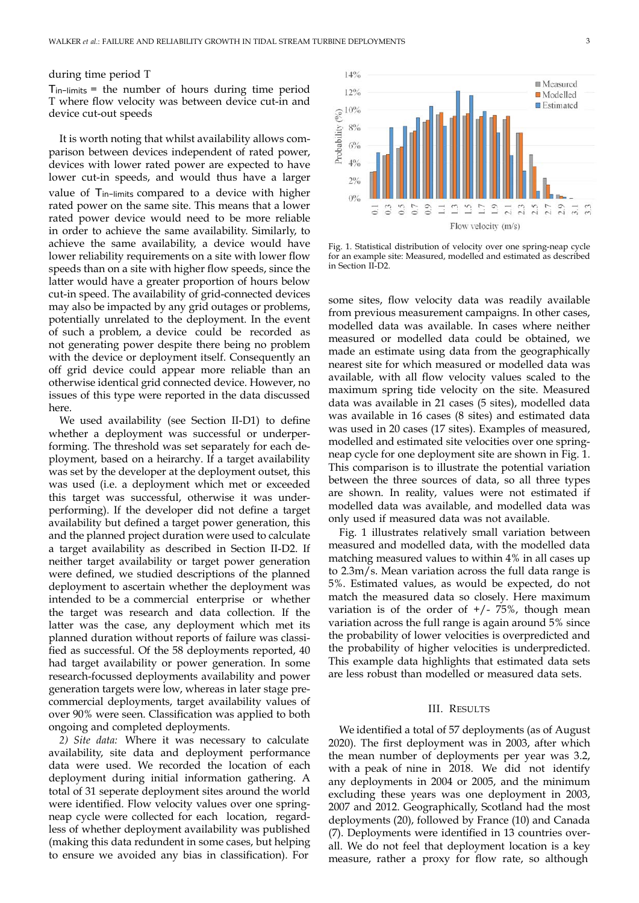during time period T

$T_{in-limits}$ = the number of hours during time period T where flow velocity was between device cut-in and device cut-out speeds

It is worth noting that whilst availability allows comparison between devices independent of rated power, devices with lower rated power are expected to have lower cut-in speeds, and would thus have a larger value of $T_{in-limits}$ compared to a device with higher rated power on the same site. This means that a lower rated power device would need to be more reliable in order to achieve the same availability. Similarly, to achieve the same availability, a device would have lower reliability requirements on a site with lower flow speeds than on a site with higher flow speeds, since the latter would have a greater proportion of hours below cut-in speed. The availability of grid-connected devices may also be impacted by any grid outages or problems, potentially unrelated to the deployment. In the event of such a problem, a device could be recorded as not generating power despite there being no problem with the device or deployment itself. Consequently an off grid device could appear more reliable than an otherwise identical grid connected device. However, no issues of this type were reported in the data discussed here.

We used availability (see Section II-D1) to define whether a deployment was successful or underperforming. The threshold was set separately for each deployment, based on a heirarchy. If a target availability was set by the developer at the deployment outset, this was used (i.e. a deployment which met or exceeded this target was successful, otherwise it was underperforming). If the developer did not define a target availability but defined a target power generation, this and the planned project duration were used to calculate a target availability as described in Section II-D2. If neither target availability or target power generation were defined, we studied descriptions of the planned deployment to ascertain whether the deployment was intended to be a commercial enterprise or whether the target was research and data collection. If the latter was the case, any deployment which met its planned duration without reports of failure was classified as successful. Of the 58 deployments reported, 40 had target availability or power generation. In some research-focussed deployments availability and power generation targets were low, whereas in later stage pre-commercial deployments, target availability values of over 90% were seen. Classification was applied to both ongoing and completed deployments.

*2) Site data:* Where it was necessary to calculate availability, site data and deployment performance data were used. We recorded the location of each deployment during initial information gathering. A total of 31 seperate deployment sites around the world were identified. Flow velocity values over one spring-neap cycle were collected for each location, regardless of whether deployment availability was published (making this data redundent in some cases, but helping to ensure we avoided any bias in classification). For some sites, flow velocity data was readily available from previous measurement campaigns. In other cases, modelled data was available. In cases where neither measured or modelled data could be obtained, we made an estimate using data from the geographically nearest site for which measured or modelled data was available, with all flow velocity values scaled to the maximum spring tide velocity on the site. Measured data was available in 21 cases (5 sites), modelled data was available in 16 cases (8 sites) and estimated data was used in 20 cases (17 sites). Examples of measured, modelled and estimated site velocities over one spring-neap cycle for one deployment site are shown in Fig. 1. This comparison is to illustrate the potential variation between the three sources of data, so all three types are shown. In reality, values were not estimated if modelled data was available, and modelled data was only used if measured data was not available.

Fig. 1. Statistical distribution of velocity over one spring-neap cycle for an example site: Measured, modelled and estimated as described in Section II-D2.

Fig. 1 illustrates relatively small variation between measured and modelled data, with the modelled data matching measured values to within 4% in all cases up to 2.3m/s. Mean variation across the full data range is 5%. Estimated values, as would be expected, do not match the measured data so closely. Here maximum variation is of the order of +/- 75%, though mean variation across the full range is again around 5% since the probability of lower velocities is overpredicted and the probability of higher velocities is underpredicted. This example data highlights that estimated data sets are less robust than modelled or measured data sets.

## III. RESULTS

We identified a total of 57 deployments (as of August 2020). The first deployment was in 2003, after which the mean number of deployments per year was 3.2, with a peak of nine in 2018. We did not identify any deployments in 2004 or 2005, and the minimum excluding these years was one deployment in 2003, 2007 and 2012. Geographically, Scotland had the most deployments (20), followed by France (10) and Canada (7). Deployments were identified in 13 countries overall. We do not feel that deployment location is a key measure, rather a proxy for flow rate, so although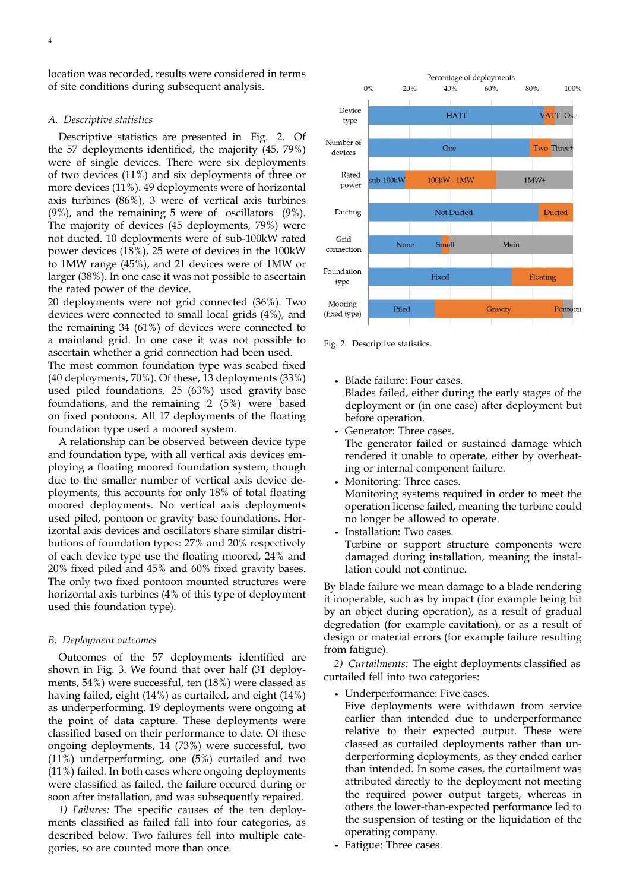location was recorded, results were considered in terms of site conditions during subsequent analysis.

### A. Descriptive statistics

Descriptive statistics are presented in Fig. 2. Of the 57 deployments identified, the majority (45, 79%) were of single devices. There were six deployments of two devices (11%) and six deployments of three or more devices (11%). 49 deployments were of horizontal axis turbines (86%), 3 were of vertical axis turbines (9%), and the remaining 5 were of oscillators (9%). The majority of devices (45 deployments, 79%) were not ducted. 10 deployments were of sub-100kW rated power devices (18%), 25 were of devices in the 100kW to 1MW range (45%), and 21 devices were of 1MW or larger (38%). In one case it was not possible to ascertain the rated power of the device.

20 deployments were not grid connected (36%). Two devices were connected to small local grids (4%), and the remaining 34 (61%) of devices were connected to a mainland grid. In one case it was not possible to ascertain whether a grid connection had been used.

The most common foundation type was seabed fixed (40 deployments, 70%). Of these, 13 deployments (33%) used piled foundations, 25 (63%) used gravity base foundations, and the remaining 2 (5%) were based on fixed pontoons. All 17 deployments of the floating foundation type used a moored system.

A relationship can be observed between device type and foundation type, with all vertical axis devices employing a floating moored foundation system, though due to the smaller number of vertical axis device deployments, this accounts for only 18% of total floating moored deployments. No vertical axis deployments used piled, pontoon or gravity base foundations. Horizontal axis devices and oscillators share similar distributions of foundation types: 27% and 20% respectively of each device type use the floating moored, 24% and 20% fixed piled and 45% and 60% fixed gravity bases. The only two fixed pontoon mounted structures were horizontal axis turbines (4% of this type of deployment used this foundation type).

Fig. 2. Descriptive statistics.

### B. Deployment outcomes

Outcomes of the 57 deployments identified are shown in Fig. 3. We found that over half (31 deployments, 54%) were successful, ten (18%) were classed as having failed, eight (14%) as curtailed, and eight (14%) as underperforming. 19 deployments were ongoing at the point of data capture. These deployments were classified based on their performance to date. Of these ongoing deployments, 14 (73%) were successful, two (11%) underperforming, one (5%) curtailed and two (11%) failed. In both cases where ongoing deployments were classified as failed, the failure occured during or soon after installation, and was subsequently repaired.

*1) Failures:* The specific causes of the ten deployments classified as failed fall into four categories, as described below. Two failures fell into multiple categories, so are counted more than once.

- Blade failure: Four cases.
  Blades failed, either during the early stages of the deployment or (in one case) after deployment but before operation.
- Generator: Three cases.
  The generator failed or sustained damage which rendered it unable to operate, either by overheating or internal component failure.
- Monitoring: Three cases.
  Monitoring systems required in order to meet the operation license failed, meaning the turbine could no longer be allowed to operate.
- Installation: Two cases.
  Turbine or support structure components were damaged during installation, meaning the installation could not continue.

By blade failure we mean damage to a blade rendering it inoperable, such as by impact (for example being hit by an object during operation), as a result of gradual degredation (for example cavitation), or as a result of design or material errors (for example failure resulting from fatigue).

*2) Curtailments:* The eight deployments classified as curtailed fell into two categories:

- Underperformance: Five cases.
  Five deployments were withdrawn from service earlier than intended due to underperformance relative to their expected output. These were classed as curtailed deployments rather than underperforming deployments, as they ended earlier than intended. In some cases, the curtailment was attributed directly to the deployment not meeting the required power output targets, whereas in others the lower-than-expected performance led to the suspension of testing or the liquidation of the operating company.
- Fatigue: Three cases.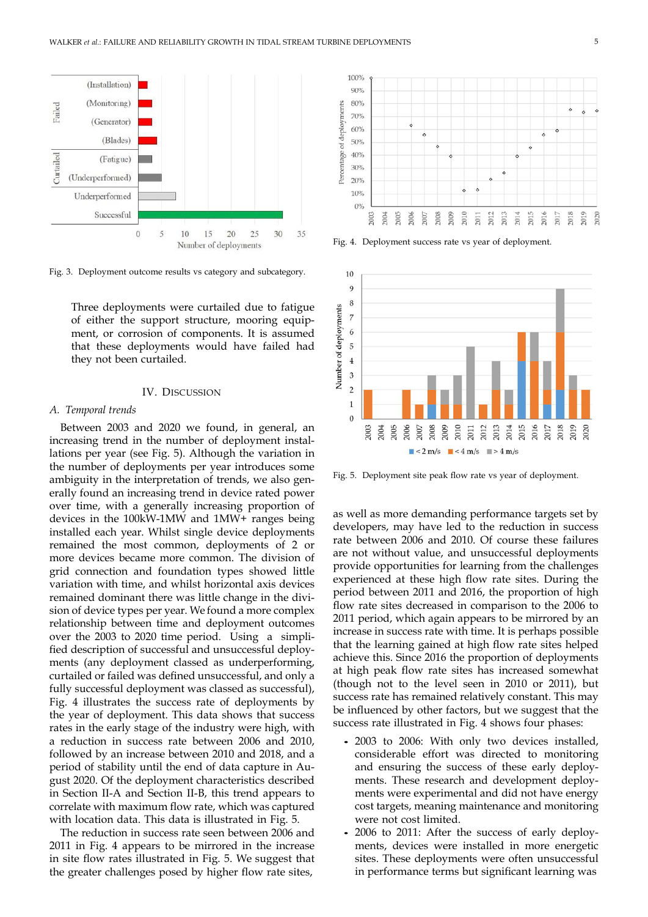Fig. 3. Deployment outcome results vs category and subcategory.

Three deployments were curtailed due to fatigue of either the support structure, mooring equipment, or corrosion of components. It is assumed that these deployments would have failed had they not been curtailed.

## IV. Discussion

### A. Temporal trends

Between 2003 and 2020 we found, in general, an increasing trend in the number of deployment installations per year (see Fig. 5). Although the variation in the number of deployments per year introduces some ambiguity in the interpretation of trends, we also generally found an increasing trend in device rated power over time, with a generally increasing proportion of devices in the 100kW-1MW and 1MW+ ranges being installed each year. Whilst single device deployments remained the most common, deployments of 2 or more devices became more common. The division of grid connection and foundation types showed little variation with time, and whilst horizontal axis devices remained dominant there was little change in the division of device types per year. We found a more complex relationship between time and deployment outcomes over the 2003 to 2020 time period. Using a simplified description of successful and unsuccessful deployments (any deployment classed as underperforming, curtailed or failed was defined unsuccessful, and only a fully successful deployment was classed as successful), Fig. 4 illustrates the success rate of deployments by the year of deployment. This data shows that success rates in the early stage of the industry were high, with a reduction in success rate between 2006 and 2010, followed by an increase between 2010 and 2018, and a period of stability until the end of data capture in August 2020. Of the deployment characteristics described in Section II-A and Section II-B, this trend appears to correlate with maximum flow rate, which was captured with location data. This data is illustrated in Fig. 5.

The reduction in success rate seen between 2006 and 2011 in Fig. 4 appears to be mirrored in the increase in site flow rates illustrated in Fig. 5. We suggest that the greater challenges posed by higher flow rate sites,

Fig. 4. Deployment success rate vs year of deployment.

Fig. 5. Deployment site peak flow rate vs year of deployment.

as well as more demanding performance targets set by developers, may have led to the reduction in success rate between 2006 and 2010. Of course these failures are not without value, and unsuccessful deployments provide opportunities for learning from the challenges experienced at these high flow rate sites. During the period between 2011 and 2016, the proportion of high flow rate sites decreased in comparison to the 2006 to 2011 period, which again appears to be mirrored by an increase in success rate with time. It is perhaps possible that the learning gained at high flow rate sites helped achieve this. Since 2016 the proportion of deployments at high peak flow rate sites has increased somewhat (though not to the level seen in 2010 or 2011), but success rate has remained relatively constant. This may be influenced by other factors, but we suggest that the success rate illustrated in Fig. 4 shows four phases:

- 2003 to 2006: With only two devices installed, considerable effort was directed to monitoring and ensuring the success of these early deployments. These research and development deployments were experimental and did not have energy cost targets, meaning maintenance and monitoring were not cost limited.
- 2006 to 2011: After the success of early deployments, devices were installed in more energetic sites. These deployments were often unsuccessful in performance terms but significant learning was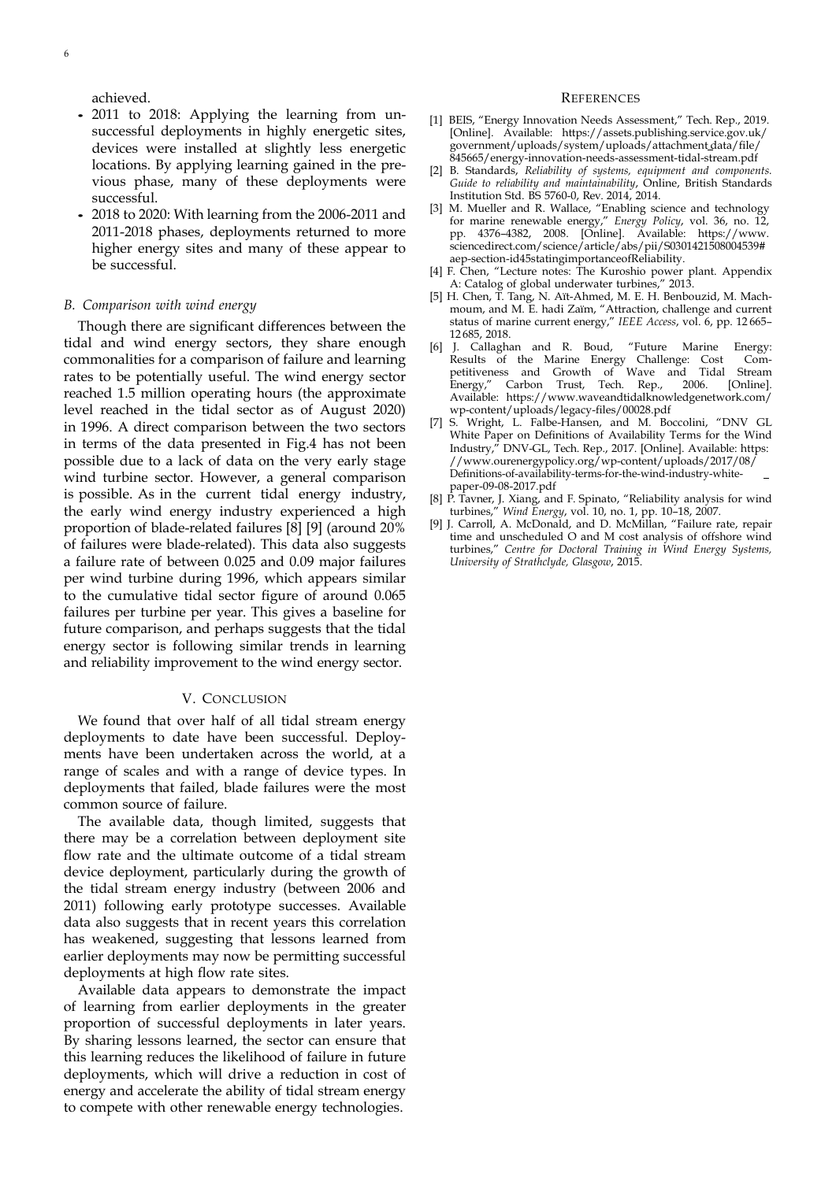achieved.

- 2011 to 2018: Applying the learning from unsuccessful deployments in highly energetic sites, devices were installed at slightly less energetic locations. By applying learning gained in the previous phase, many of these deployments were successful.
- 2018 to 2020: With learning from the 2006-2011 and 2011-2018 phases, deployments returned to more higher energy sites and many of these appear to be successful.

### B. Comparison with wind energy

Though there are significant differences between the tidal and wind energy sectors, they share enough commonalities for a comparison of failure and learning rates to be potentially useful. The wind energy sector reached 1.5 million operating hours (the approximate level reached in the tidal sector as of August 2020) in 1996. A direct comparison between the two sectors in terms of the data presented in Fig.4 has not been possible due to a lack of data on the very early stage wind turbine sector. However, a general comparison is possible. As in the current tidal energy industry, the early wind energy industry experienced a high proportion of blade-related failures [8] [9] (around 20% of failures were blade-related). This data also suggests a failure rate of between 0.025 and 0.09 major failures per wind turbine during 1996, which appears similar to the cumulative tidal sector figure of around 0.065 failures per turbine per year. This gives a baseline for future comparison, and perhaps suggests that the tidal energy sector is following similar trends in learning and reliability improvement to the wind energy sector.

## V. Conclusion

We found that over half of all tidal stream energy deployments to date have been successful. Deployments have been undertaken across the world, at a range of scales and with a range of device types. In deployments that failed, blade failures were the most common source of failure.

The available data, though limited, suggests that there may be a correlation between deployment site flow rate and the ultimate outcome of a tidal stream device deployment, particularly during the growth of the tidal stream energy industry (between 2006 and 2011) following early prototype successes. Available data also suggests that in recent years this correlation has weakened, suggesting that lessons learned from earlier deployments may now be permitting successful deployments at high flow rate sites.

Available data appears to demonstrate the impact of learning from earlier deployments in the greater proportion of successful deployments in later years. By sharing lessons learned, the sector can ensure that this learning reduces the likelihood of failure in future deployments, which will drive a reduction in cost of energy and accelerate the ability of tidal stream energy to compete with other renewable energy technologies.

## References

[1] BEIS, "Energy Innovation Needs Assessment," Tech. Rep., 2019. [Online]. Available: https://assets.publishing.service.gov.uk/government/uploads/system/uploads/attachment_data/file/845665/energy-innovation-needs-assessment-tidal-stream.pdf

[2] B. Standards, *Reliability of systems, equipment and components. Guide to reliability and maintainability*, Online, British Standards Institution Std. BS 5760-0, Rev. 2014, 2014.

[3] M. Mueller and R. Wallace, "Enabling science and technology for marine renewable energy," *Energy Policy*, vol. 36, no. 12, pp. 4376–4382, 2008. [Online]. Available: https://www.sciencedirect.com/science/article/abs/pii/S0301421508004539#aep-section-id45statingimportanceofReliability.

[4] F. Chen, "Lecture notes: The Kuroshio power plant. Appendix A: Catalog of global underwater turbines," 2013.

[5] H. Chen, T. Tang, N. Aït-Ahmed, M. E. H. Benbouzid, M. Machmoum, and M. E. hadi Zaïm, "Attraction, challenge and current status of marine current energy," *IEEE Access*, vol. 6, pp. 12 665–12 685, 2018.

[6] J. Callaghan and R. Boud, "Future Marine Energy: Results of the Marine Energy Challenge: Cost Competitiveness and Growth of Wave and Tidal Stream Energy," Carbon Trust, Tech. Rep., 2006. [Online]. Available: https://www.waveandtidalknowledgenetwork.com/wp-content/uploads/legacy-files/00028.pdf

[7] S. Wright, L. Falbe-Hansen, and M. Boccolini, "DNV GL White Paper on Definitions of Availability Terms for the Wind Industry," DNV-GL, Tech. Rep., 2017. [Online]. Available: https://www.ourenergypolicy.org/wp-content/uploads/2017/08/Definitions-of-availability-terms-for-the-wind-industry-white-paper-09-08-2017.pdf

[8] P. Tavner, J. Xiang, and F. Spinato, "Reliability analysis for wind turbines," *Wind Energy*, vol. 10, no. 1, pp. 10–18, 2007.

[9] J. Carroll, A. McDonald, and D. McMillan, "Failure rate, repair time and unscheduled O and M cost analysis of offshore wind turbines," *Centre for Doctoral Training in Wind Energy Systems, University of Strathclyde, Glasgow*, 2015.